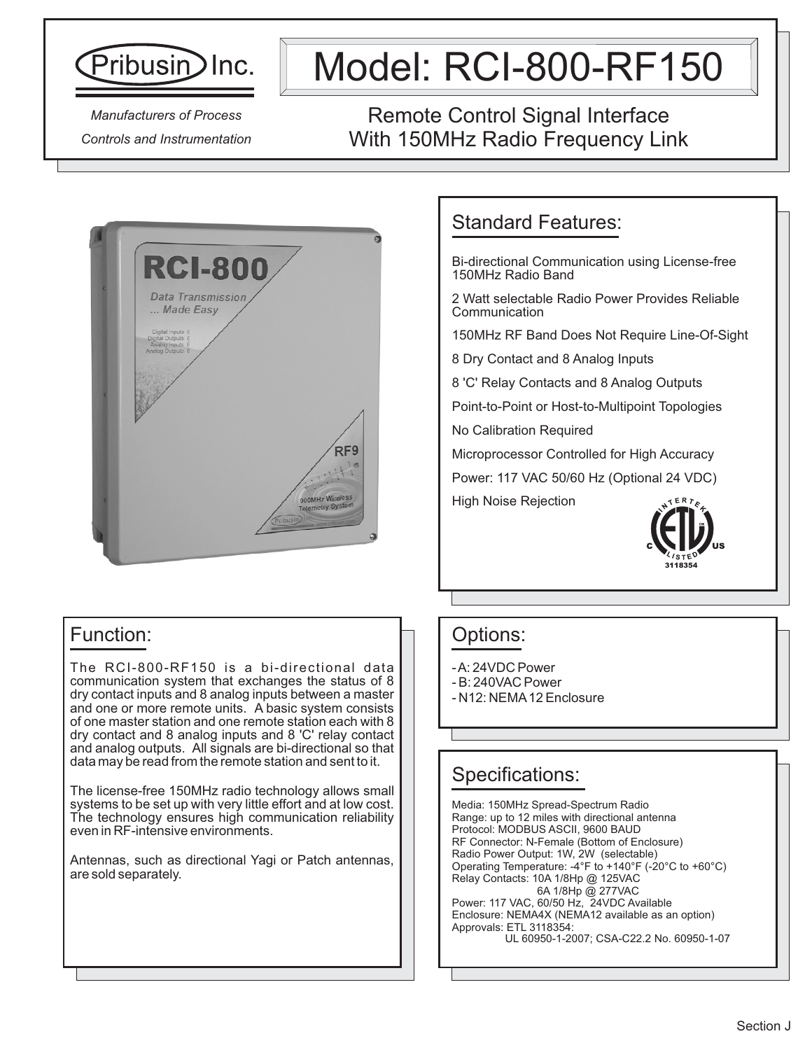# Pribusin Inc.

*Manufacturers of Process Controls and Instrumentation*

# Model: RCI-800-RF150

## Remote Control Signal Interface With 150MHz Radio Frequency Link

## Standard Features:

Bi-directional Communication using License-free 150MHz Radio Band

2 Watt selectable Radio Power Provides Reliable Communication

150MHz RF Band Does Not Require Line-Of-Sight

8 Dry Contact and 8 Analog Inputs

8 'C' Relay Contacts and 8 Analog Outputs

Point-to-Point or Host-to-Multipoint Topologies

No Calibration Required

Microprocessor Controlled for High Accuracy

Power: 117 VAC 50/60 Hz (Optional 24 VDC)

High Noise Rejection

INTERTEK ETL LISTED C US 3118354

## Function:

The RCI-800-RF150 is a bi-directional data communication system that exchanges the status of 8 dry contact inputs and 8 analog inputs between a master and one or more remote units. A basic system consists of one master station and one remote station each with 8 dry contact and 8 analog inputs and 8 'C' relay contact and analog outputs. All signals are bi-directional so that data may be read from the remote station and sent to it.

The license-free 150MHz radio technology allows small systems to be set up with very little effort and at low cost. The technology ensures high communication reliability even in RF-intensive environments.

Antennas, such as directional Yagi or Patch antennas, are sold separately.

## Options:

- A: 24VDC Power
- B: 240VAC Power
- N12: NEMA 12 Enclosure

## Specifications:

Media: 150MHz Spread-Spectrum Radio
Range: up to 12 miles with directional antenna
Protocol: MODBUS ASCII, 9600 BAUD
RF Connector: N-Female (Bottom of Enclosure)
Radio Power Output: 1W, 2W (selectable)
Operating Temperature: -4°F to +140°F (-20°C to +60°C)
Relay Contacts: 10A 1/8Hp @ 125VAC
6A 1/8Hp @ 277VAC
Power: 117 VAC, 60/50 Hz, 24VDC Available
Enclosure: NEMA4X (NEMA12 available as an option)
Approvals: ETL 3118354:
UL 60950-1-2007; CSA-C22.2 No. 60950-1-07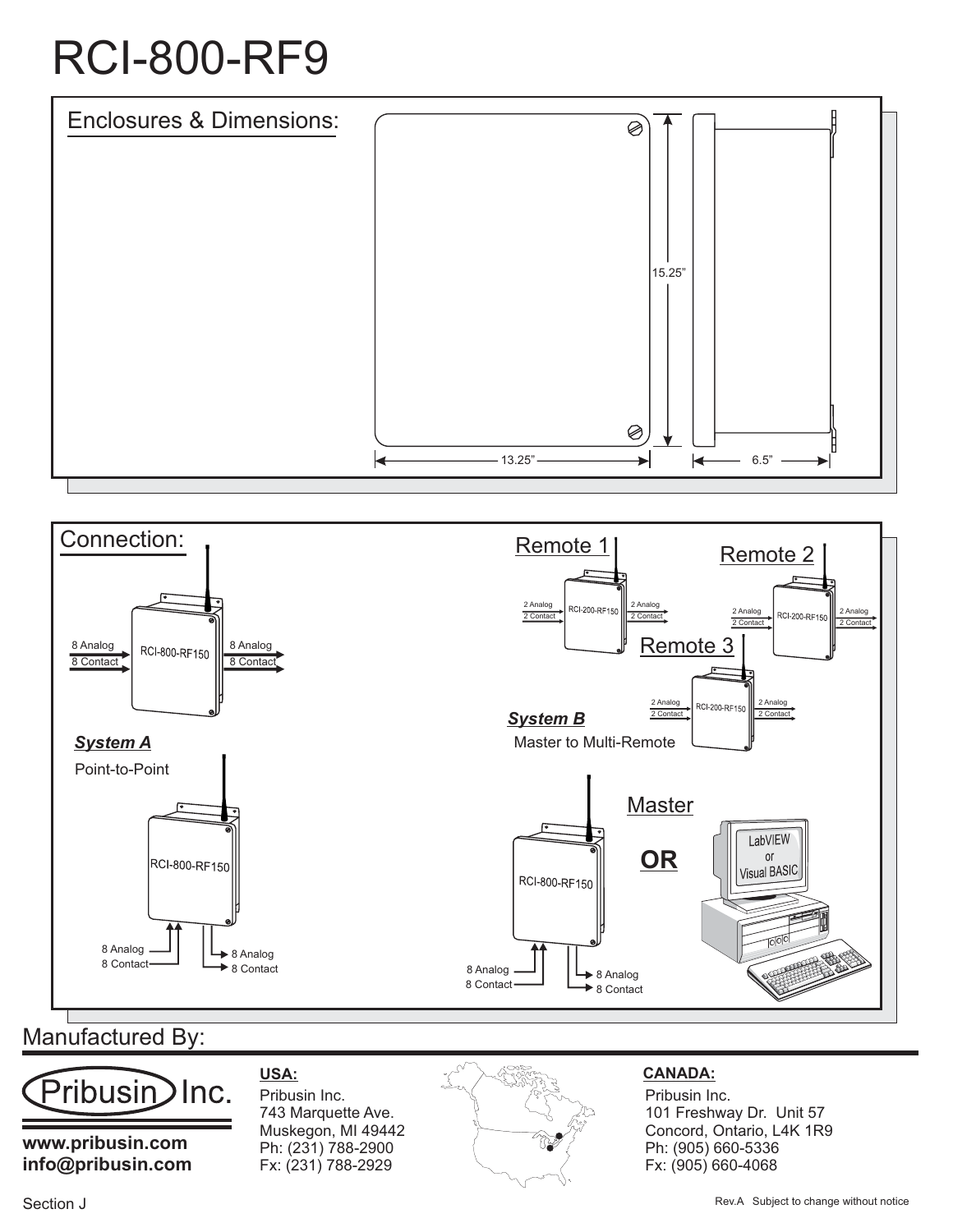# RCI-800-RF9

## Enclosures & Dimensions:

15.25"

13.25"

6.5"

## Connection:

8 Analog
8 Contact
RCI-800-RF150
8 Analog
8 Contact

***System A***

Point-to-Point

RCI-800-RF150
8 Analog
8 Contact
8 Analog
8 Contact

Remote 1
2 Analog
2 Contact
RCI-200-RF150
2 Analog
2 Contact

Remote 2
2 Analog
2 Contact
RCI-200-RF150
2 Analog
2 Contact

Remote 3
2 Analog
2 Contact
RCI-200-RF150
2 Analog
2 Contact

***System B***

Master to Multi-Remote

Master

RCI-800-RF150
8 Analog
8 Contact
8 Analog
8 Contact

**OR**

LabVIEW
or
Visual BASIC

## Manufactured By:

Pribusin Inc.

**www.pribusin.com**
**info@pribusin.com**

**USA:**

Pribusin Inc.
743 Marquette Ave.
Muskegon, MI 49442
Ph: (231) 788-2900
Fx: (231) 788-2929

**CANADA:**

Pribusin Inc.
101 Freshway Dr. Unit 57
Concord, Ontario, L4K 1R9
Ph: (905) 660-5336
Fx: (905) 660-4068

Section J

Rev.A Subject to change without notice